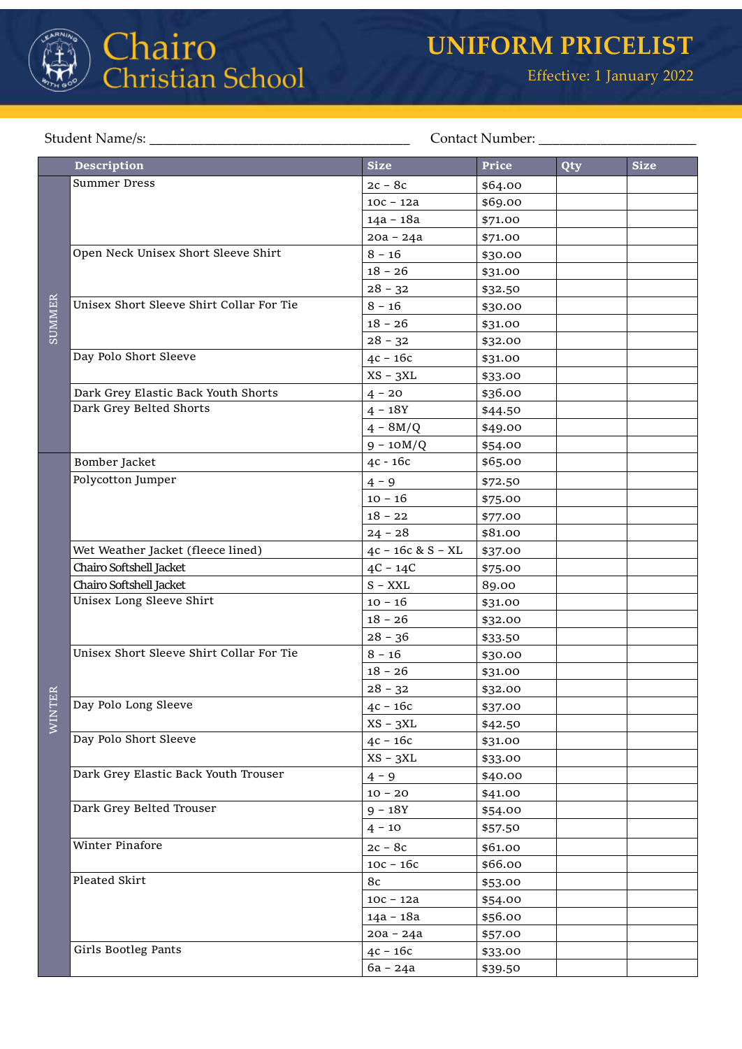# Chairo Christian School

## UNIFORM PRICELIST

Effective: 1 January 2022

Student Name/s: ___________________________ Contact Number: ____________________

| | Description | Size | Price | Qty | Size |
|---|---|---|---|---|---|
| SUMMER | Summer Dress | 2c – 8c | $64.00 | | |
| | | 10c – 12a | $69.00 | | |
| | | 14a – 18a | $71.00 | | |
| | | 20a – 24a | $71.00 | | |
| | Open Neck Unisex Short Sleeve Shirt | 8 – 16 | $30.00 | | |
| | | 18 – 26 | $31.00 | | |
| | | 28 – 32 | $32.50 | | |
| | Unisex Short Sleeve Shirt Collar For Tie | 8 – 16 | $30.00 | | |
| | | 18 – 26 | $31.00 | | |
| | | 28 – 32 | $32.00 | | |
| | Day Polo Short Sleeve | 4c – 16c | $31.00 | | |
| | | XS – 3XL | $33.00 | | |
| | Dark Grey Elastic Back Youth Shorts | 4 – 20 | $36.00 | | |
| | Dark Grey Belted Shorts | 4 – 18Y | $44.50 | | |
| | | 4 – 8M/Q | $49.00 | | |
| | | 9 – 10M/Q | $54.00 | | |
| WINTER | Bomber Jacket | 4c - 16c | $65.00 | | |
| | Polycotton Jumper | 4 – 9 | $72.50 | | |
| | | 10 – 16 | $75.00 | | |
| | | 18 – 22 | $77.00 | | |
| | | 24 – 28 | $81.00 | | |
| | Wet Weather Jacket (fleece lined) | 4c – 16c & S – XL | $37.00 | | |
| | Chairo Softshell Jacket | 4C – 14C | $75.00 | | |
| | Chairo Softshell Jacket | S – XXL | 89.00 | | |
| | Unisex Long Sleeve Shirt | 10 – 16 | $31.00 | | |
| | | 18 – 26 | $32.00 | | |
| | | 28 – 36 | $33.50 | | |
| | Unisex Short Sleeve Shirt Collar For Tie | 8 – 16 | $30.00 | | |
| | | 18 – 26 | $31.00 | | |
| | | 28 – 32 | $32.00 | | |
| | Day Polo Long Sleeve | 4c – 16c | $37.00 | | |
| | | XS – 3XL | $42.50 | | |
| | Day Polo Short Sleeve | 4c – 16c | $31.00 | | |
| | | XS – 3XL | $33.00 | | |
| | Dark Grey Elastic Back Youth Trouser | 4 – 9 | $40.00 | | |
| | | 10 – 20 | $41.00 | | |
| | Dark Grey Belted Trouser | 9 – 18Y | $54.00 | | |
| | | 4 – 10 | $57.50 | | |
| | Winter Pinafore | 2c – 8c | $61.00 | | |
| | | 10c – 16c | $66.00 | | |
| | Pleated Skirt | 8c | $53.00 | | |
| | | 10c – 12a | $54.00 | | |
| | | 14a – 18a | $56.00 | | |
| | | 20a – 24a | $57.00 | | |
| | Girls Bootleg Pants | 4c – 16c | $33.00 | | |
| | | 6a – 24a | $39.50 | | |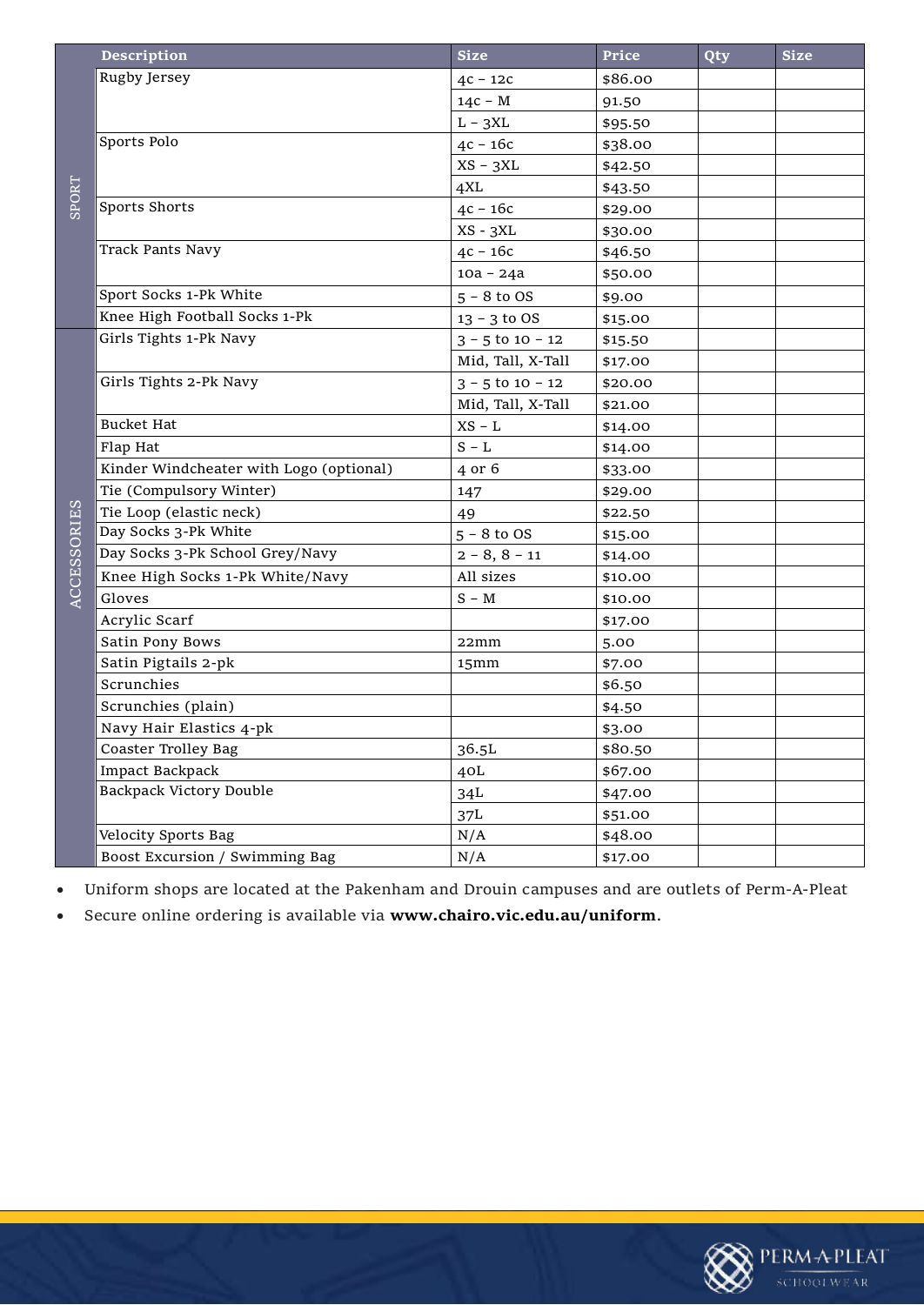| | Description | Size | Price | Qty | Size |
|---|---|---|---|---|---|
| SPORT | Rugby Jersey | 4c – 12c | $86.00 | | |
| | | 14c – M | 91.50 | | |
| | | L – 3XL | $95.50 | | |
| | Sports Polo | 4c – 16c | $38.00 | | |
| | | XS – 3XL | $42.50 | | |
| | | 4XL | $43.50 | | |
| | Sports Shorts | 4c – 16c | $29.00 | | |
| | | XS - 3XL | $30.00 | | |
| | Track Pants Navy | 4c – 16c | $46.50 | | |
| | | 10a – 24a | $50.00 | | |
| | Sport Socks 1-Pk White | 5 – 8 to OS | $9.00 | | |
| | Knee High Football Socks 1-Pk | 13 – 3 to OS | $15.00 | | |
| ACCESSORIES | Girls Tights 1-Pk Navy | 3 – 5 to 10 – 12 | $15.50 | | |
| | | Mid, Tall, X-Tall | $17.00 | | |
| | Girls Tights 2-Pk Navy | 3 – 5 to 10 – 12 | $20.00 | | |
| | | Mid, Tall, X-Tall | $21.00 | | |
| | Bucket Hat | XS – L | $14.00 | | |
| | Flap Hat | S – L | $14.00 | | |
| | Kinder Windcheater with Logo (optional) | 4 or 6 | $33.00 | | |
| | Tie (Compulsory Winter) | 147 | $29.00 | | |
| | Tie Loop (elastic neck) | 49 | $22.50 | | |
| | Day Socks 3-Pk White | 5 – 8 to OS | $15.00 | | |
| | Day Socks 3-Pk School Grey/Navy | 2 – 8, 8 – 11 | $14.00 | | |
| | Knee High Socks 1-Pk White/Navy | All sizes | $10.00 | | |
| | Gloves | S – M | $10.00 | | |
| | Acrylic Scarf | | $17.00 | | |
| | Satin Pony Bows | 22mm | 5.00 | | |
| | Satin Pigtails 2-pk | 15mm | $7.00 | | |
| | Scrunchies | | $6.50 | | |
| | Scrunchies (plain) | | $4.50 | | |
| | Navy Hair Elastics 4-pk | | $3.00 | | |
| | Coaster Trolley Bag | 36.5L | $80.50 | | |
| | Impact Backpack | 40L | $67.00 | | |
| | Backpack Victory Double | 34L | $47.00 | | |
| | | 37L | $51.00 | | |
| | Velocity Sports Bag | N/A | $48.00 | | |
| | Boost Excursion / Swimming Bag | N/A | $17.00 | | |

- Uniform shops are located at the Pakenham and Drouin campuses and are outlets of Perm-A-Pleat
- Secure online ordering is available via **www.chairo.vic.edu.au/uniform**.